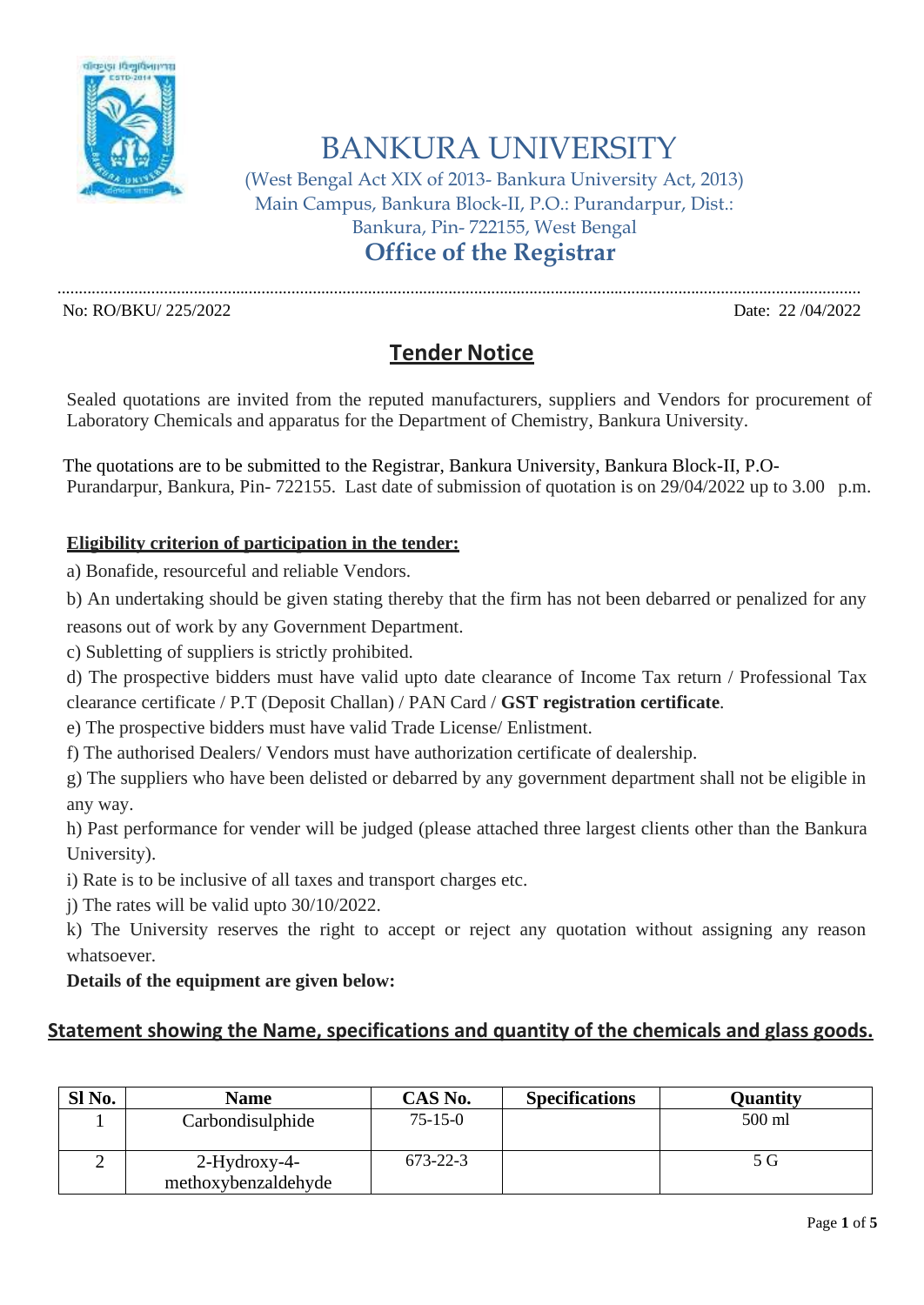# BANKURA UNIVERSITY

(West Bengal Act XIX of 2013- Bankura University Act, 2013)
Main Campus, Bankura Block-II, P.O.: Purandarpur, Dist.: Bankura, Pin- 722155, West Bengal

## Office of the Registrar

No: RO/BKU/ 225/2022 Date: 22 /04/2022

## Tender Notice

Sealed quotations are invited from the reputed manufacturers, suppliers and Vendors for procurement of Laboratory Chemicals and apparatus for the Department of Chemistry, Bankura University.

The quotations are to be submitted to the Registrar, Bankura University, Bankura Block-II, P.O- Purandarpur, Bankura, Pin- 722155. Last date of submission of quotation is on 29/04/2022 up to 3.00 p.m.

**Eligibility criterion of participation in the tender:**

a) Bonafide, resourceful and reliable Vendors.

b) An undertaking should be given stating thereby that the firm has not been debarred or penalized for any reasons out of work by any Government Department.

c) Subletting of suppliers is strictly prohibited.

d) The prospective bidders must have valid upto date clearance of Income Tax return / Professional Tax clearance certificate / P.T (Deposit Challan) / PAN Card / **GST registration certificate**.

e) The prospective bidders must have valid Trade License/ Enlistment.

f) The authorised Dealers/ Vendors must have authorization certificate of dealership.

g) The suppliers who have been delisted or debarred by any government department shall not be eligible in any way.

h) Past performance for vender will be judged (please attached three largest clients other than the Bankura University).

i) Rate is to be inclusive of all taxes and transport charges etc.

j) The rates will be valid upto 30/10/2022.

k) The University reserves the right to accept or reject any quotation without assigning any reason whatsoever.

**Details of the equipment are given below:**

**Statement showing the Name, specifications and quantity of the chemicals and glass goods.**

| Sl No. | Name | CAS No. | Specifications | Quantity |
|---|---|---|---|---|
| 1 | Carbondisulphide | 75-15-0 | | 500 ml |
| 2 | 2-Hydroxy-4-methoxybenzaldehyde | 673-22-3 | | 5 G |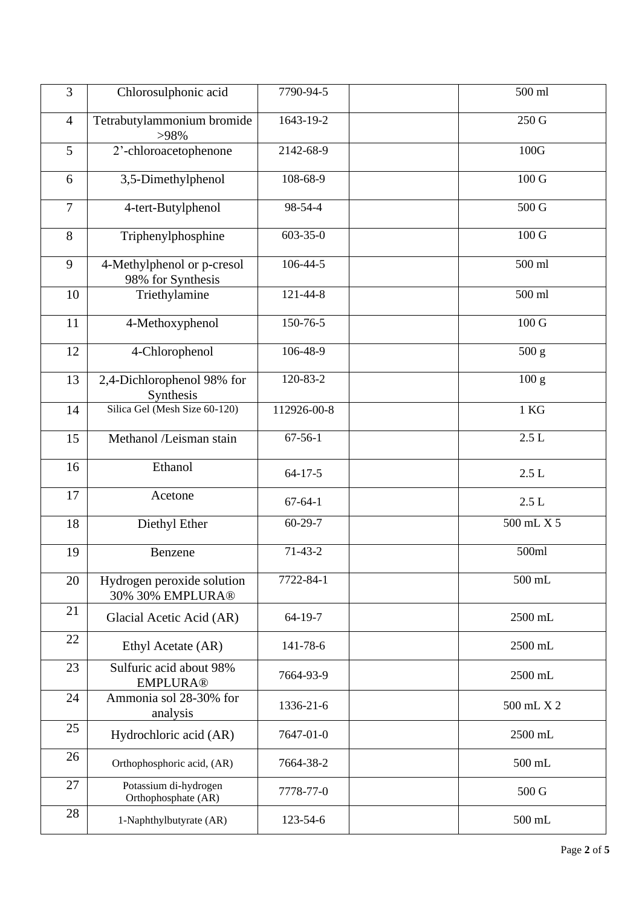| 3 | Chlorosulphonic acid | 7790-94-5 | | 500 ml |
|---|---|---|---|---|
| 4 | Tetrabutylammonium bromide >98% | 1643-19-2 | | 250 G |
| 5 | 2’-chloroacetophenone | 2142-68-9 | | 100G |
| 6 | 3,5-Dimethylphenol | 108-68-9 | | 100 G |
| 7 | 4-tert-Butylphenol | 98-54-4 | | 500 G |
| 8 | Triphenylphosphine | 603-35-0 | | 100 G |
| 9 | 4-Methylphenol or p-cresol 98% for Synthesis | 106-44-5 | | 500 ml |
| 10 | Triethylamine | 121-44-8 | | 500 ml |
| 11 | 4-Methoxyphenol | 150-76-5 | | 100 G |
| 12 | 4-Chlorophenol | 106-48-9 | | 500 g |
| 13 | 2,4-Dichlorophenol 98% for Synthesis | 120-83-2 | | 100 g |
| 14 | Silica Gel (Mesh Size 60-120) | 112926-00-8 | | 1 KG |
| 15 | Methanol /Leisman stain | 67-56-1 | | 2.5 L |
| 16 | Ethanol | 64-17-5 | | 2.5 L |
| 17 | Acetone | 67-64-1 | | 2.5 L |
| 18 | Diethyl Ether | 60-29-7 | | 500 mL X 5 |
| 19 | Benzene | 71-43-2 | | 500ml |
| 20 | Hydrogen peroxide solution 30% 30% EMPLURA® | 7722-84-1 | | 500 mL |
| 21 | Glacial Acetic Acid (AR) | 64-19-7 | | 2500 mL |
| 22 | Ethyl Acetate (AR) | 141-78-6 | | 2500 mL |
| 23 | Sulfuric acid about 98% EMPLURA® | 7664-93-9 | | 2500 mL |
| 24 | Ammonia sol 28-30% for analysis | 1336-21-6 | | 500 mL X 2 |
| 25 | Hydrochloric acid (AR) | 7647-01-0 | | 2500 mL |
| 26 | Orthophosphoric acid, (AR) | 7664-38-2 | | 500 mL |
| 27 | Potassium di-hydrogen Orthophosphate (AR) | 7778-77-0 | | 500 G |
| 28 | 1-Naphthylbutyrate (AR) | 123-54-6 | | 500 mL |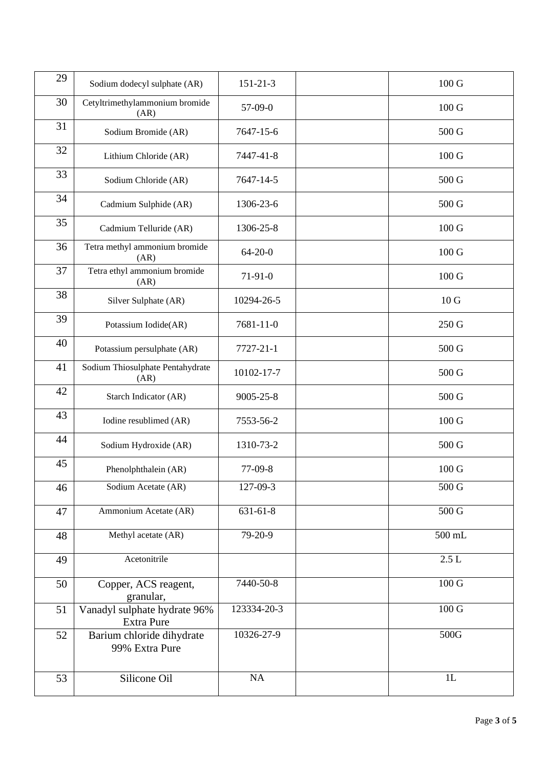| 29 | Sodium dodecyl sulphate (AR) | 151-21-3 | | 100 G |
|---|---|---|---|---|
| 30 | Cetyltrimethylammonium bromide (AR) | 57-09-0 | | 100 G |
| 31 | Sodium Bromide (AR) | 7647-15-6 | | 500 G |
| 32 | Lithium Chloride (AR) | 7447-41-8 | | 100 G |
| 33 | Sodium Chloride (AR) | 7647-14-5 | | 500 G |
| 34 | Cadmium Sulphide (AR) | 1306-23-6 | | 500 G |
| 35 | Cadmium Telluride (AR) | 1306-25-8 | | 100 G |
| 36 | Tetra methyl ammonium bromide (AR) | 64-20-0 | | 100 G |
| 37 | Tetra ethyl ammonium bromide (AR) | 71-91-0 | | 100 G |
| 38 | Silver Sulphate (AR) | 10294-26-5 | | 10 G |
| 39 | Potassium Iodide(AR) | 7681-11-0 | | 250 G |
| 40 | Potassium persulphate (AR) | 7727-21-1 | | 500 G |
| 41 | Sodium Thiosulphate Pentahydrate (AR) | 10102-17-7 | | 500 G |
| 42 | Starch Indicator (AR) | 9005-25-8 | | 500 G |
| 43 | Iodine resublimed (AR) | 7553-56-2 | | 100 G |
| 44 | Sodium Hydroxide (AR) | 1310-73-2 | | 500 G |
| 45 | Phenolphthalein (AR) | 77-09-8 | | 100 G |
| 46 | Sodium Acetate (AR) | 127-09-3 | | 500 G |
| 47 | Ammonium Acetate (AR) | 631-61-8 | | 500 G |
| 48 | Methyl acetate (AR) | 79-20-9 | | 500 mL |
| 49 | Acetonitrile | | | 2.5 L |
| 50 | Copper, ACS reagent, granular, | 7440-50-8 | | 100 G |
| 51 | Vanadyl sulphate hydrate 96% Extra Pure | 123334-20-3 | | 100 G |
| 52 | Barium chloride dihydrate 99% Extra Pure | 10326-27-9 | | 500G |
| 53 | Silicone Oil | NA | | 1L |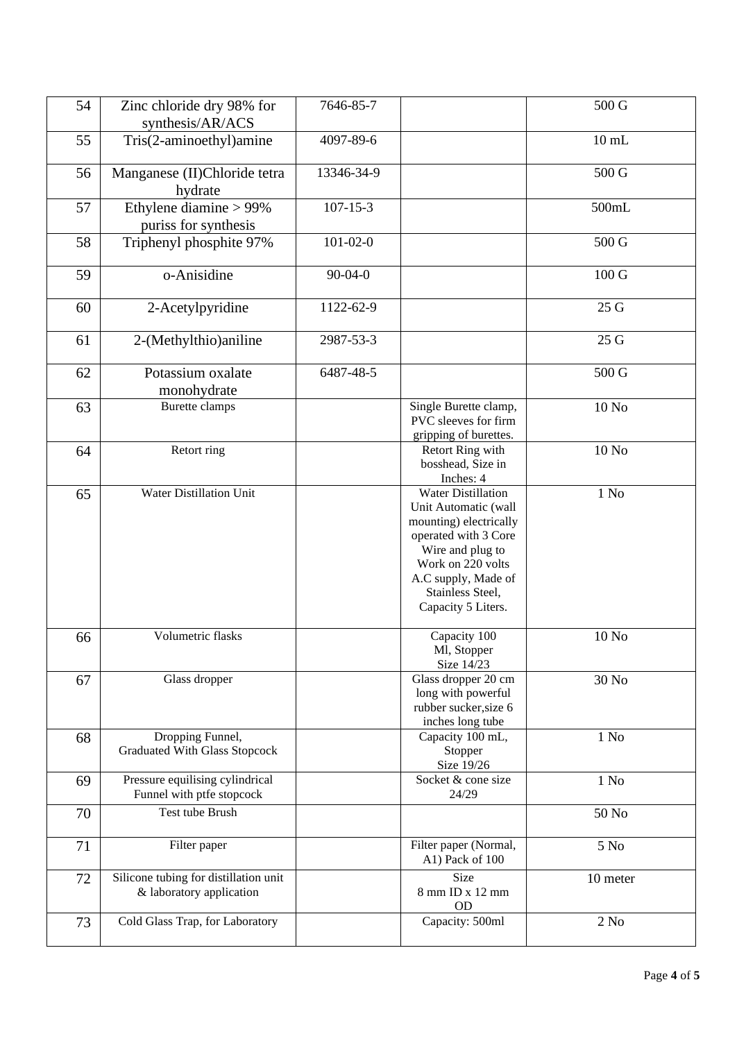| 54 | Zinc chloride dry 98% for synthesis/AR/ACS | 7646-85-7 | | 500 G |
|---|---|---|---|---|
| 55 | Tris(2-aminoethyl)amine | 4097-89-6 | | 10 mL |
| 56 | Manganese (II)Chloride tetra hydrate | 13346-34-9 | | 500 G |
| 57 | Ethylene diamine > 99% puriss for synthesis | 107-15-3 | | 500mL |
| 58 | Triphenyl phosphite 97% | 101-02-0 | | 500 G |
| 59 | o-Anisidine | 90-04-0 | | 100 G |
| 60 | 2-Acetylpyridine | 1122-62-9 | | 25 G |
| 61 | 2-(Methylthio)aniline | 2987-53-3 | | 25 G |
| 62 | Potassium oxalate monohydrate | 6487-48-5 | | 500 G |
| 63 | Burette clamps | | Single Burette clamp, PVC sleeves for firm gripping of burettes. | 10 No |
| 64 | Retort ring | | Retort Ring with bosshead, Size in Inches: 4 | 10 No |
| 65 | Water Distillation Unit | | Water Distillation Unit Automatic (wall mounting) electrically operated with 3 Core Wire and plug to Work on 220 volts A.C supply, Made of Stainless Steel, Capacity 5 Liters. | 1 No |
| 66 | Volumetric flasks | | Capacity 100 Ml, Stopper Size 14/23 | 10 No |
| 67 | Glass dropper | | Glass dropper 20 cm long with powerful rubber sucker,size 6 inches long tube | 30 No |
| 68 | Dropping Funnel, Graduated With Glass Stopcock | | Capacity 100 mL, Stopper Size 19/26 | 1 No |
| 69 | Pressure equilising cylindrical Funnel with ptfe stopcock | | Socket & cone size 24/29 | 1 No |
| 70 | Test tube Brush | | | 50 No |
| 71 | Filter paper | | Filter paper (Normal, A1) Pack of 100 | 5 No |
| 72 | Silicone tubing for distillation unit & laboratory application | | Size 8 mm ID x 12 mm OD | 10 meter |
| 73 | Cold Glass Trap, for Laboratory | | Capacity: 500ml | 2 No |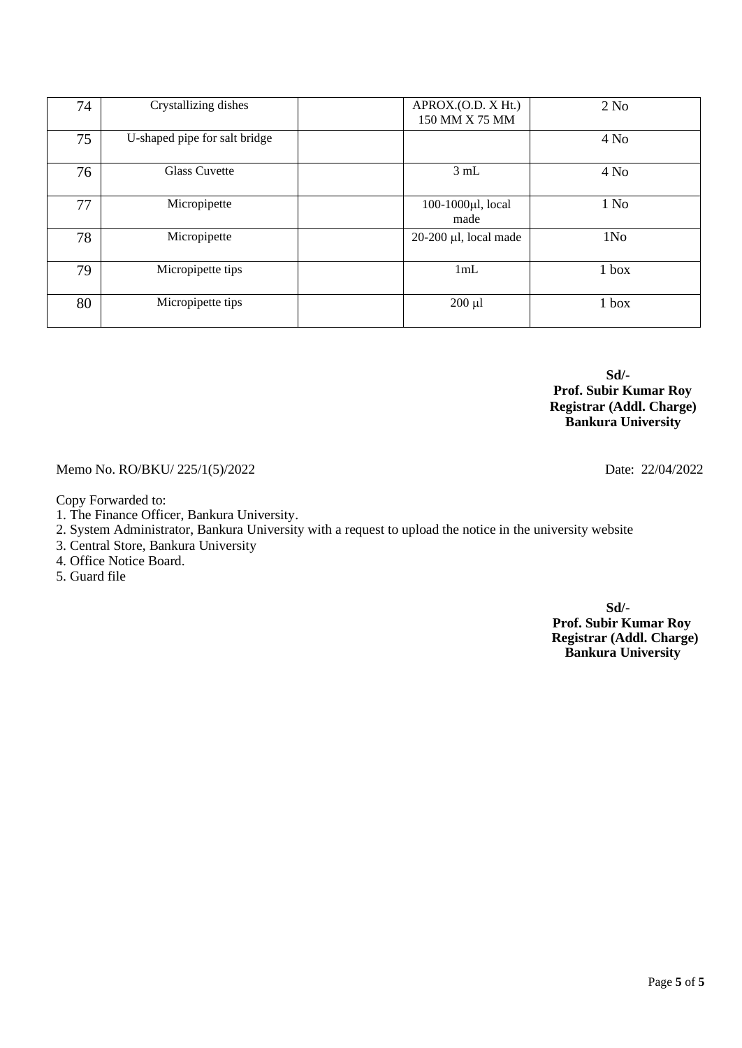| | | | | |
|---|---|---|---|---|
| 74 | Crystallizing dishes | | APROX.(O.D. X Ht.) 150 MM X 75 MM | 2 No |
| 75 | U-shaped pipe for salt bridge | | | 4 No |
| 76 | Glass Cuvette | | 3 mL | 4 No |
| 77 | Micropipette | | 100-1000μl, local made | 1 No |
| 78 | Micropipette | | 20-200 μl, local made | 1No |
| 79 | Micropipette tips | | 1mL | 1 box |
| 80 | Micropipette tips | | 200 μl | 1 box |

**Sd/-**
**Prof. Subir Kumar Roy**
**Registrar (Addl. Charge)**
**Bankura University**

Memo No. RO/BKU/ 225/1(5)/2022 Date: 22/04/2022

Copy Forwarded to:

1. The Finance Officer, Bankura University.
2. System Administrator, Bankura University with a request to upload the notice in the university website
3. Central Store, Bankura University
4. Office Notice Board.
5. Guard file

**Sd/-**
**Prof. Subir Kumar Roy**
**Registrar (Addl. Charge)**
**Bankura University**